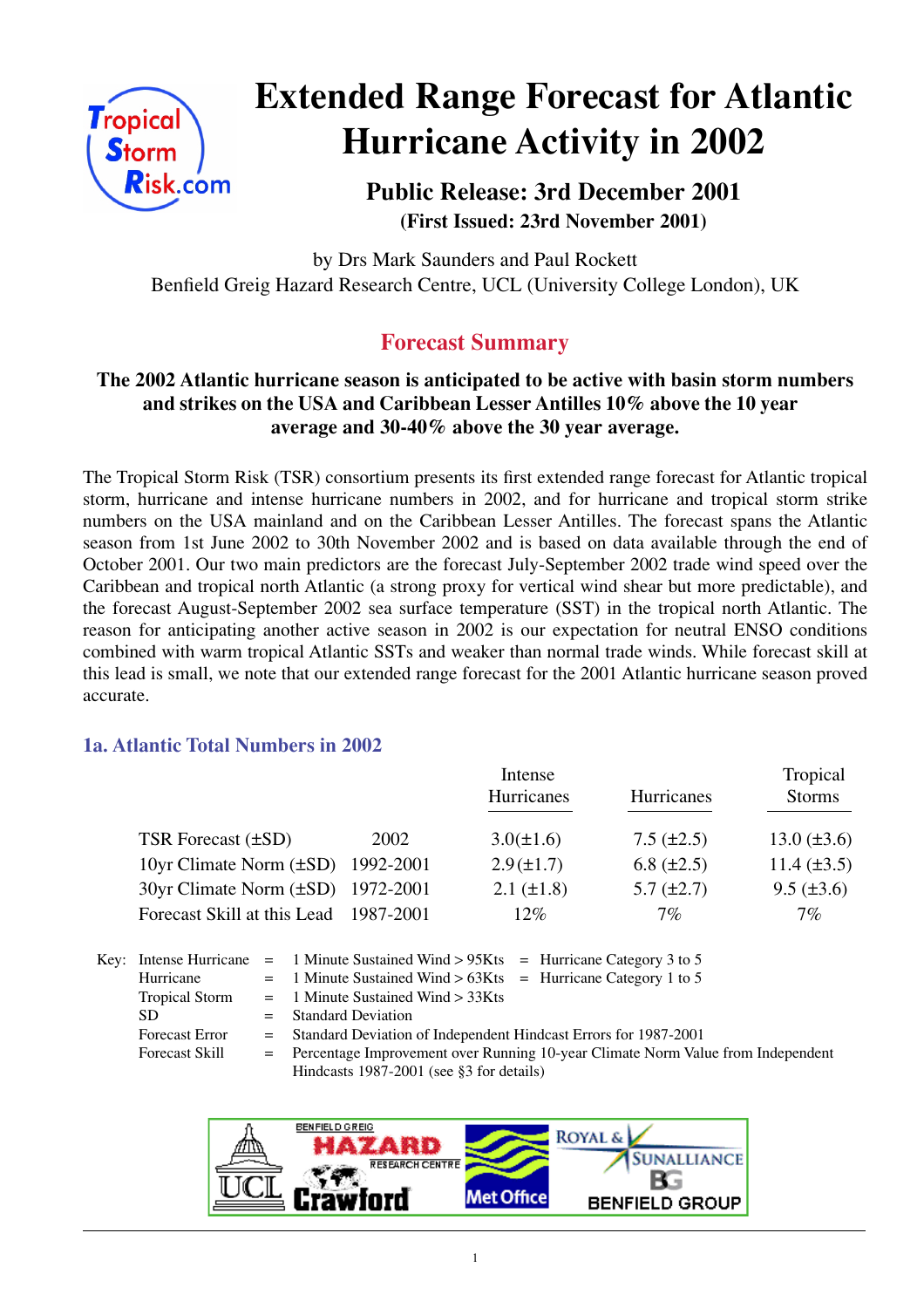# Extended Range Forecast for Atlantic Hurricane Activity in 2002

## Public Release: 3rd December 2001

**(First Issued: 23rd November 2001)**

by Drs Mark Saunders and Paul Rockett
Benfield Greig Hazard Research Centre, UCL (University College London), UK

## Forecast Summary

**The 2002 Atlantic hurricane season is anticipated to be active with basin storm numbers and strikes on the USA and Caribbean Lesser Antilles 10% above the 10 year average and 30-40% above the 30 year average.**

The Tropical Storm Risk (TSR) consortium presents its first extended range forecast for Atlantic tropical storm, hurricane and intense hurricane numbers in 2002, and for hurricane and tropical storm strike numbers on the USA mainland and on the Caribbean Lesser Antilles. The forecast spans the Atlantic season from 1st June 2002 to 30th November 2002 and is based on data available through the end of October 2001. Our two main predictors are the forecast July-September 2002 trade wind speed over the Caribbean and tropical north Atlantic (a strong proxy for vertical wind shear but more predictable), and the forecast August-September 2002 sea surface temperature (SST) in the tropical north Atlantic. The reason for anticipating another active season in 2002 is our expectation for neutral ENSO conditions combined with warm tropical Atlantic SSTs and weaker than normal trade winds. While forecast skill at this lead is small, we note that our extended range forecast for the 2001 Atlantic hurricane season proved accurate.

### 1a. Atlantic Total Numbers in 2002

| | | Intense Hurricanes | Hurricanes | Tropical Storms |
|---|---|---|---|---|
| TSR Forecast (±SD) | 2002 | 3.0(±1.6) | 7.5 (±2.5) | 13.0 (±3.6) |
| 10yr Climate Norm (±SD) | 1992-2001 | 2.9(±1.7) | 6.8 (±2.5) | 11.4 (±3.5) |
| 30yr Climate Norm (±SD) | 1972-2001 | 2.1 (±1.8) | 5.7 (±2.7) | 9.5 (±3.6) |
| Forecast Skill at this Lead | 1987-2001 | 12% | 7% | 7% |

Key:

| | | |
|---|---|---|
| Intense Hurricane | = | 1 Minute Sustained Wind > 95Kts = Hurricane Category 3 to 5 |
| Hurricane | = | 1 Minute Sustained Wind > 63Kts = Hurricane Category 1 to 5 |
| Tropical Storm | = | 1 Minute Sustained Wind > 33Kts |
| SD | = | Standard Deviation |
| Forecast Error | = | Standard Deviation of Independent Hindcast Errors for 1987-2001 |
| Forecast Skill | = | Percentage Improvement over Running 10-year Climate Norm Value from Independent Hindcasts 1987-2001 (see §3 for details) |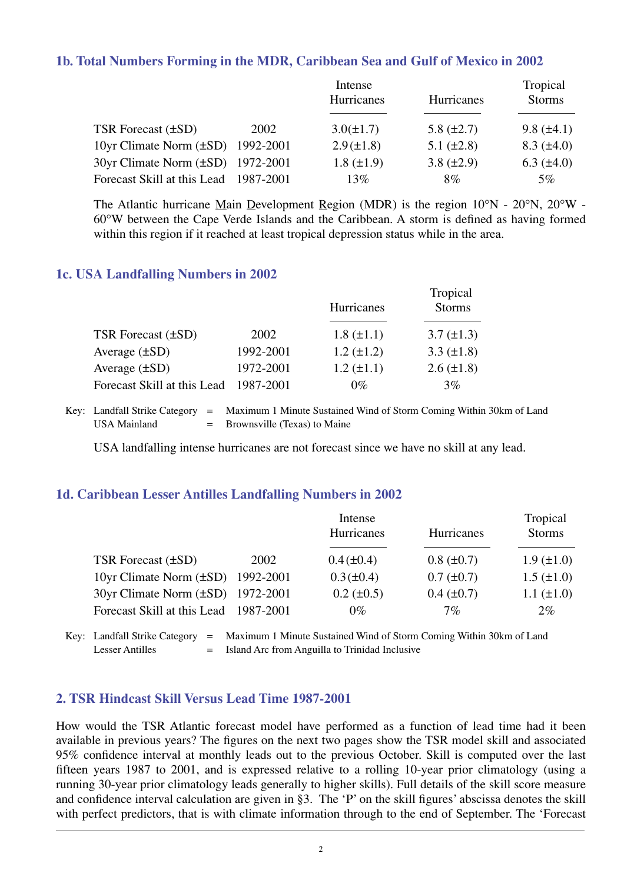### 1b. Total Numbers Forming in the MDR, Caribbean Sea and Gulf of Mexico in 2002

| | | Intense Hurricanes | Hurricanes | Tropical Storms |
|---|---|---|---|---|
| TSR Forecast (±SD) | 2002 | 3.0(±1.7) | 5.8 (±2.7) | 9.8 (±4.1) |
| 10yr Climate Norm (±SD) | 1992-2001 | 2.9(±1.8) | 5.1 (±2.8) | 8.3 (±4.0) |
| 30yr Climate Norm (±SD) | 1972-2001 | 1.8 (±1.9) | 3.8 (±2.9) | 6.3 (±4.0) |
| Forecast Skill at this Lead | 1987-2001 | 13% | 8% | 5% |

The Atlantic hurricane Main Development Region (MDR) is the region 10°N - 20°N, 20°W - 60°W between the Cape Verde Islands and the Caribbean. A storm is defined as having formed within this region if it reached at least tropical depression status while in the area.

### 1c. USA Landfalling Numbers in 2002

| | | Hurricanes | Tropical Storms |
|---|---|---|---|
| TSR Forecast (±SD) | 2002 | 1.8 (±1.1) | 3.7 (±1.3) |
| Average (±SD) | 1992-2001 | 1.2 (±1.2) | 3.3 (±1.8) |
| Average (±SD) | 1972-2001 | 1.2 (±1.1) | 2.6 (±1.8) |
| Forecast Skill at this Lead | 1987-2001 | 0% | 3% |

Key: Landfall Strike Category = Maximum 1 Minute Sustained Wind of Storm Coming Within 30km of Land
USA Mainland = Brownsville (Texas) to Maine

USA landfalling intense hurricanes are not forecast since we have no skill at any lead.

### 1d. Caribbean Lesser Antilles Landfalling Numbers in 2002

| | | Intense Hurricanes | Hurricanes | Tropical Storms |
|---|---|---|---|---|
| TSR Forecast (±SD) | 2002 | 0.4(±0.4) | 0.8 (±0.7) | 1.9 (±1.0) |
| 10yr Climate Norm (±SD) | 1992-2001 | 0.3(±0.4) | 0.7 (±0.7) | 1.5 (±1.0) |
| 30yr Climate Norm (±SD) | 1972-2001 | 0.2 (±0.5) | 0.4 (±0.7) | 1.1 (±1.0) |
| Forecast Skill at this Lead | 1987-2001 | 0% | 7% | 2% |

Key: Landfall Strike Category = Maximum 1 Minute Sustained Wind of Storm Coming Within 30km of Land
Lesser Antilles = Island Arc from Anguilla to Trinidad Inclusive

## 2. TSR Hindcast Skill Versus Lead Time 1987-2001

How would the TSR Atlantic forecast model have performed as a function of lead time had it been available in previous years? The figures on the next two pages show the TSR model skill and associated 95% confidence interval at monthly leads out to the previous October. Skill is computed over the last fifteen years 1987 to 2001, and is expressed relative to a rolling 10-year prior climatology (using a running 30-year prior climatology leads generally to higher skills). Full details of the skill score measure and confidence interval calculation are given in §3. The 'P' on the skill figures' abscissa denotes the skill with perfect predictors, that is with climate information through to the end of September. The 'Forecast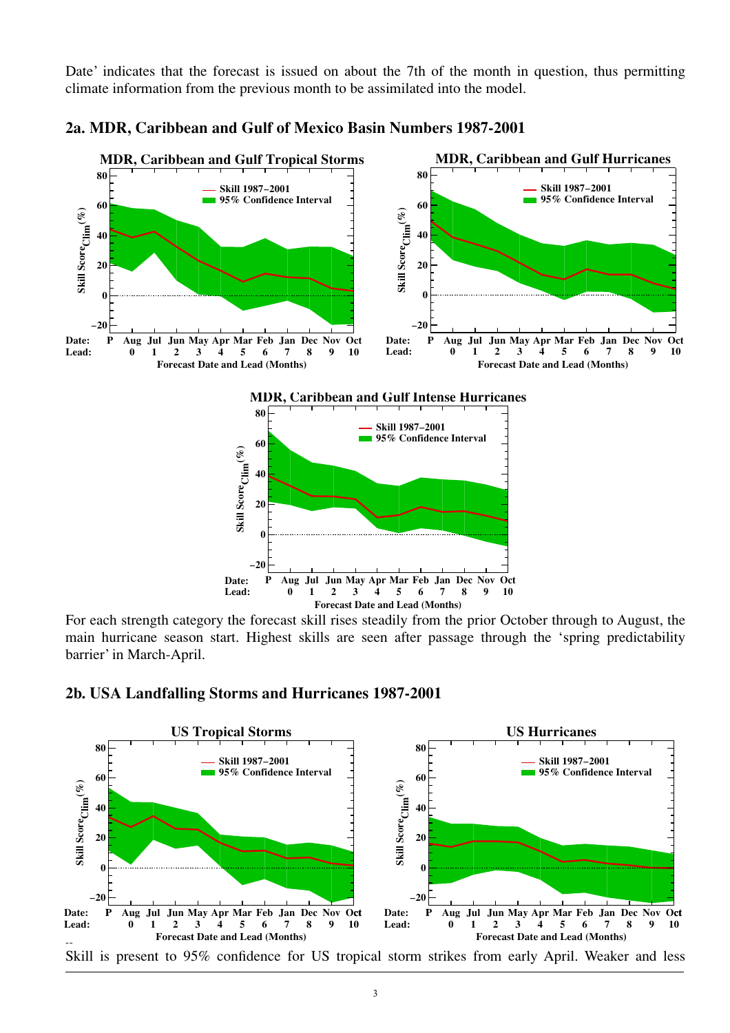Date' indicates that the forecast is issued on about the 7th of the month in question, thus permitting climate information from the previous month to be assimilated into the model.

## 2a. MDR, Caribbean and Gulf of Mexico Basin Numbers 1987-2001

For each strength category the forecast skill rises steadily from the prior October through to August, the main hurricane season start. Highest skills are seen after passage through the 'spring predictability barrier' in March-April.

## 2b. USA Landfalling Storms and Hurricanes 1987-2001

Skill is present to 95% confidence for US tropical storm strikes from early April. Weaker and less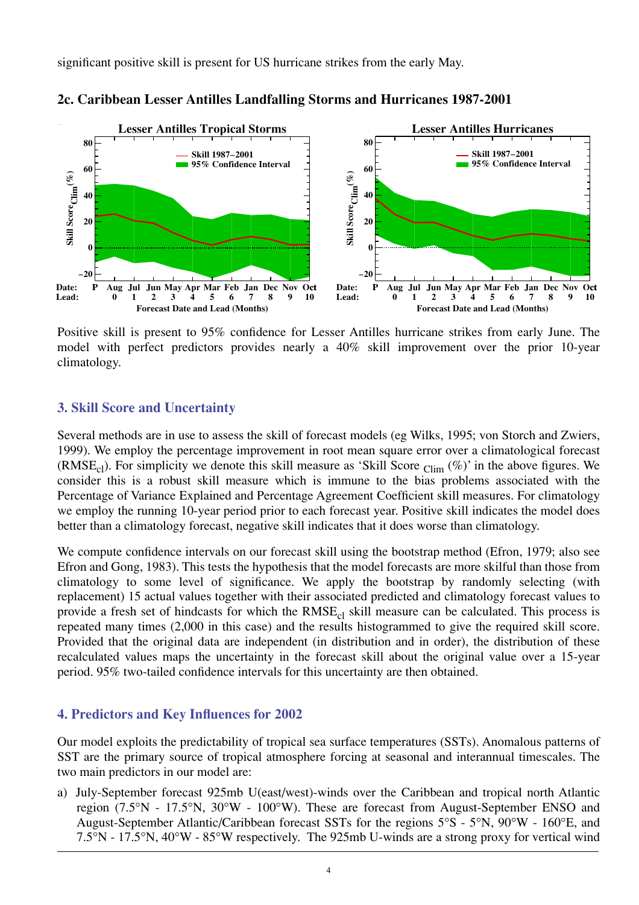significant positive skill is present for US hurricane strikes from the early May.

### 2c. Caribbean Lesser Antilles Landfalling Storms and Hurricanes 1987-2001

Positive skill is present to 95% confidence for Lesser Antilles hurricane strikes from early June. The model with perfect predictors provides nearly a 40% skill improvement over the prior 10-year climatology.

## 3. Skill Score and Uncertainty

Several methods are in use to assess the skill of forecast models (eg Wilks, 1995; von Storch and Zwiers, 1999). We employ the percentage improvement in root mean square error over a climatological forecast ($RMSE_{cl}$). For simplicity we denote this skill measure as 'Skill Score $_{Clim}$ (%)' in the above figures. We consider this is a robust skill measure which is immune to the bias problems associated with the Percentage of Variance Explained and Percentage Agreement Coefficient skill measures. For climatology we employ the running 10-year period prior to each forecast year. Positive skill indicates the model does better than a climatology forecast, negative skill indicates that it does worse than climatology.

We compute confidence intervals on our forecast skill using the bootstrap method (Efron, 1979; also see Efron and Gong, 1983). This tests the hypothesis that the model forecasts are more skilful than those from climatology to some level of significance. We apply the bootstrap by randomly selecting (with replacement) 15 actual values together with their associated predicted and climatology forecast values to provide a fresh set of hindcasts for which the $RMSE_{cl}$ skill measure can be calculated. This process is repeated many times (2,000 in this case) and the results histogrammed to give the required skill score. Provided that the original data are independent (in distribution and in order), the distribution of these recalculated values maps the uncertainty in the forecast skill about the original value over a 15-year period. 95% two-tailed confidence intervals for this uncertainty are then obtained.

## 4. Predictors and Key Influences for 2002

Our model exploits the predictability of tropical sea surface temperatures (SSTs). Anomalous patterns of SST are the primary source of tropical atmosphere forcing at seasonal and interannual timescales. The two main predictors in our model are:

a) July-September forecast 925mb U(east/west)-winds over the Caribbean and tropical north Atlantic region (7.5°N - 17.5°N, 30°W - 100°W). These are forecast from August-September ENSO and August-September Atlantic/Caribbean forecast SSTs for the regions 5°S - 5°N, 90°W - 160°E, and 7.5°N - 17.5°N, 40°W - 85°W respectively. The 925mb U-winds are a strong proxy for vertical wind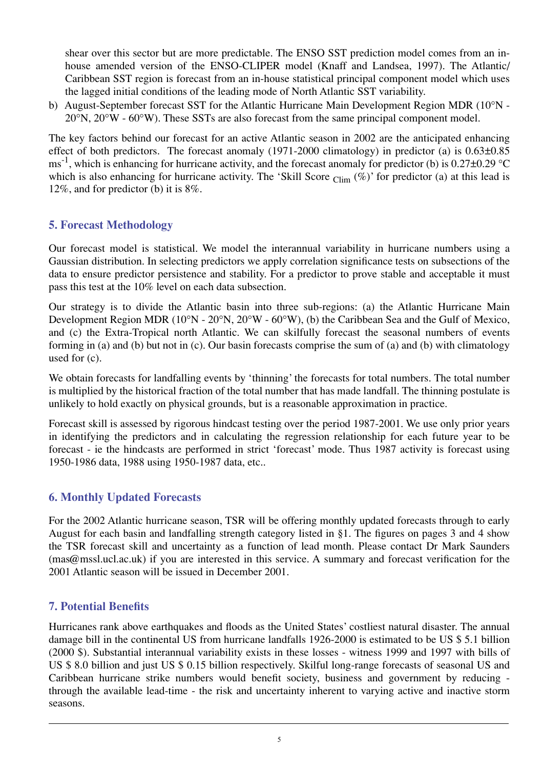shear over this sector but are more predictable. The ENSO SST prediction model comes from an in-house amended version of the ENSO-CLIPER model (Knaff and Landsea, 1997). The Atlantic/ Caribbean SST region is forecast from an in-house statistical principal component model which uses the lagged initial conditions of the leading mode of North Atlantic SST variability.

b) August-September forecast SST for the Atlantic Hurricane Main Development Region MDR (10°N - 20°N, 20°W - 60°W). These SSTs are also forecast from the same principal component model.

The key factors behind our forecast for an active Atlantic season in 2002 are the anticipated enhancing effect of both predictors. The forecast anomaly (1971-2000 climatology) in predictor (a) is 0.63±0.85 $ms^{-1}$, which is enhancing for hurricane activity, and the forecast anomaly for predictor (b) is 0.27±0.29 °C which is also enhancing for hurricane activity. The 'Skill Score $_{Clim}$ (%)' for predictor (a) at this lead is 12%, and for predictor (b) it is 8%.

## 5. Forecast Methodology

Our forecast model is statistical. We model the interannual variability in hurricane numbers using a Gaussian distribution. In selecting predictors we apply correlation significance tests on subsections of the data to ensure predictor persistence and stability. For a predictor to prove stable and acceptable it must pass this test at the 10% level on each data subsection.

Our strategy is to divide the Atlantic basin into three sub-regions: (a) the Atlantic Hurricane Main Development Region MDR (10°N - 20°N, 20°W - 60°W), (b) the Caribbean Sea and the Gulf of Mexico, and (c) the Extra-Tropical north Atlantic. We can skilfully forecast the seasonal numbers of events forming in (a) and (b) but not in (c). Our basin forecasts comprise the sum of (a) and (b) with climatology used for (c).

We obtain forecasts for landfalling events by 'thinning' the forecasts for total numbers. The total number is multiplied by the historical fraction of the total number that has made landfall. The thinning postulate is unlikely to hold exactly on physical grounds, but is a reasonable approximation in practice.

Forecast skill is assessed by rigorous hindcast testing over the period 1987-2001. We use only prior years in identifying the predictors and in calculating the regression relationship for each future year to be forecast - ie the hindcasts are performed in strict 'forecast' mode. Thus 1987 activity is forecast using 1950-1986 data, 1988 using 1950-1987 data, etc..

## 6. Monthly Updated Forecasts

For the 2002 Atlantic hurricane season, TSR will be offering monthly updated forecasts through to early August for each basin and landfalling strength category listed in §1. The figures on pages 3 and 4 show the TSR forecast skill and uncertainty as a function of lead month. Please contact Dr Mark Saunders (mas@mssl.ucl.ac.uk) if you are interested in this service. A summary and forecast verification for the 2001 Atlantic season will be issued in December 2001.

## 7. Potential Benefits

Hurricanes rank above earthquakes and floods as the United States' costliest natural disaster. The annual damage bill in the continental US from hurricane landfalls 1926-2000 is estimated to be US $ 5.1 billion (2000 $). Substantial interannual variability exists in these losses - witness 1999 and 1997 with bills of US $ 8.0 billion and just US $ 0.15 billion respectively. Skilful long-range forecasts of seasonal US and Caribbean hurricane strike numbers would benefit society, business and government by reducing - through the available lead-time - the risk and uncertainty inherent to varying active and inactive storm seasons.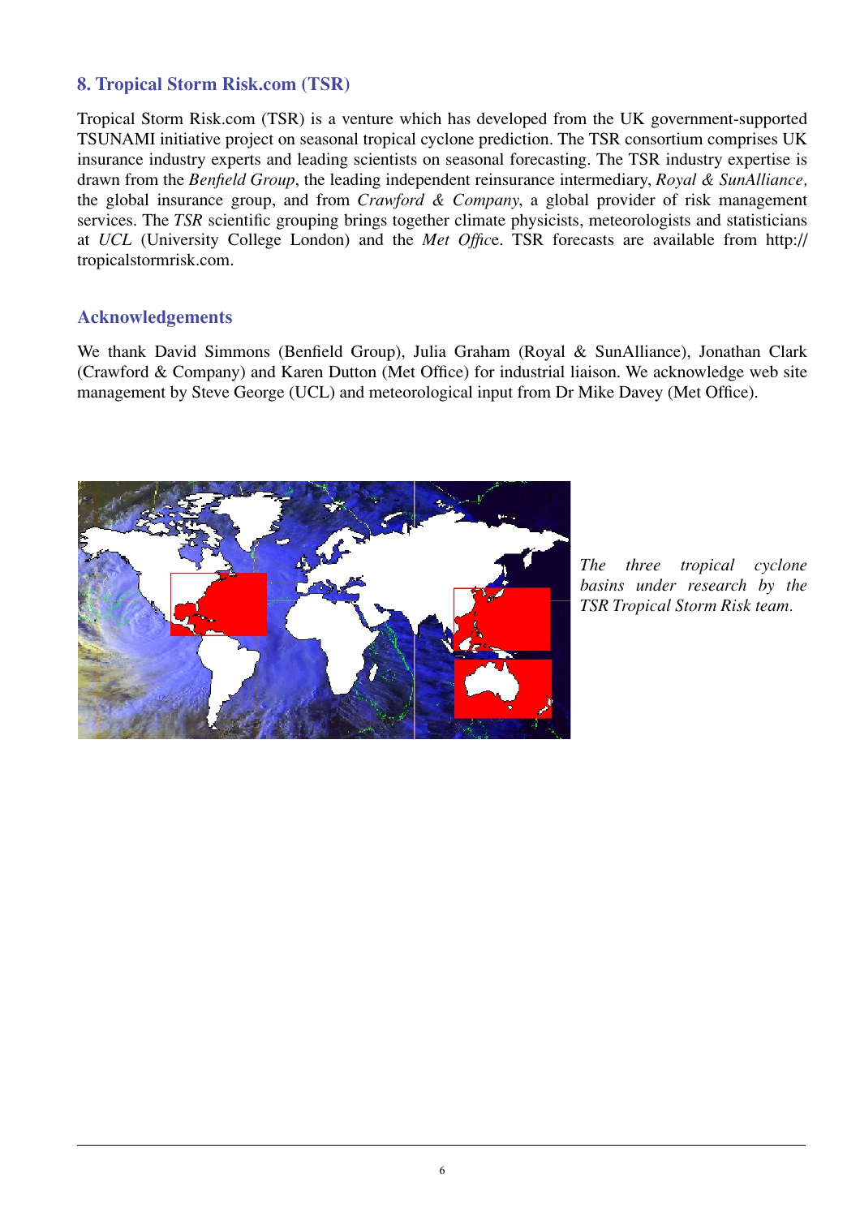## 8. Tropical Storm Risk.com (TSR)

Tropical Storm Risk.com (TSR) is a venture which has developed from the UK government-supported TSUNAMI initiative project on seasonal tropical cyclone prediction. The TSR consortium comprises UK insurance industry experts and leading scientists on seasonal forecasting. The TSR industry expertise is drawn from the *Benfield Group*, the leading independent reinsurance intermediary, *Royal & SunAlliance,* the global insurance group, and from *Crawford & Company*, a global provider of risk management services. The *TSR* scientific grouping brings together climate physicists, meteorologists and statisticians at *UCL* (University College London) and the *Met Offic*e. TSR forecasts are available from http://tropicalstormrisk.com.

## Acknowledgements

We thank David Simmons (Benfield Group), Julia Graham (Royal & SunAlliance), Jonathan Clark (Crawford & Company) and Karen Dutton (Met Office) for industrial liaison. We acknowledge web site management by Steve George (UCL) and meteorological input from Dr Mike Davey (Met Office).

*The three tropical cyclone basins under research by the TSR Tropical Storm Risk team.*